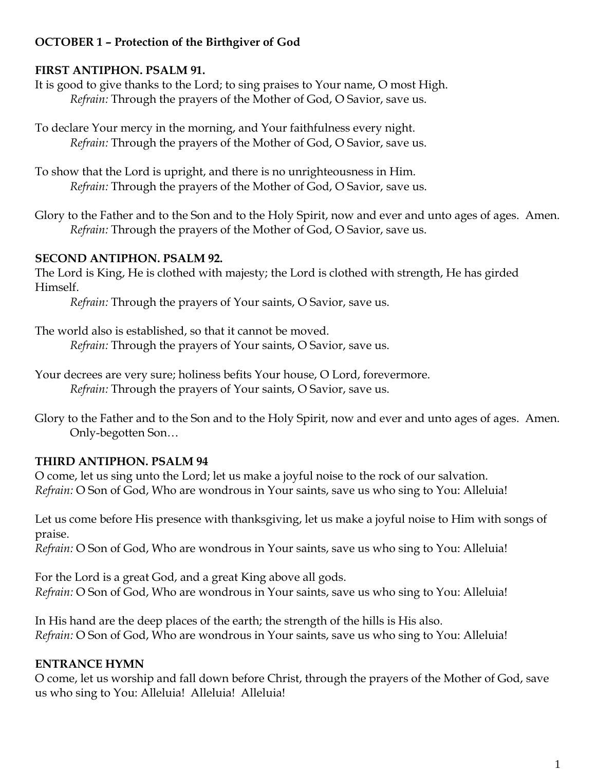**OCTOBER 1 – Protection of the Birthgiver of God**

**FIRST ANTIPHON. PSALM 91.**

It is good to give thanks to the Lord; to sing praises to Your name, O most High.
*Refrain:* Through the prayers of the Mother of God, O Savior, save us.

To declare Your mercy in the morning, and Your faithfulness every night.
*Refrain:* Through the prayers of the Mother of God, O Savior, save us.

To show that the Lord is upright, and there is no unrighteousness in Him.
*Refrain:* Through the prayers of the Mother of God, O Savior, save us.

Glory to the Father and to the Son and to the Holy Spirit, now and ever and unto ages of ages. Amen.
*Refrain:* Through the prayers of the Mother of God, O Savior, save us.

**SECOND ANTIPHON. PSALM 92.**

The Lord is King, He is clothed with majesty; the Lord is clothed with strength, He has girded Himself.
*Refrain:* Through the prayers of Your saints, O Savior, save us.

The world also is established, so that it cannot be moved.
*Refrain:* Through the prayers of Your saints, O Savior, save us.

Your decrees are very sure; holiness befits Your house, O Lord, forevermore.
*Refrain:* Through the prayers of Your saints, O Savior, save us.

Glory to the Father and to the Son and to the Holy Spirit, now and ever and unto ages of ages. Amen.
Only-begotten Son…

**THIRD ANTIPHON. PSALM 94**

O come, let us sing unto the Lord; let us make a joyful noise to the rock of our salvation.
*Refrain:* O Son of God, Who are wondrous in Your saints, save us who sing to You: Alleluia!

Let us come before His presence with thanksgiving, let us make a joyful noise to Him with songs of praise.
*Refrain:* O Son of God, Who are wondrous in Your saints, save us who sing to You: Alleluia!

For the Lord is a great God, and a great King above all gods.
*Refrain:* O Son of God, Who are wondrous in Your saints, save us who sing to You: Alleluia!

In His hand are the deep places of the earth; the strength of the hills is His also.
*Refrain:* O Son of God, Who are wondrous in Your saints, save us who sing to You: Alleluia!

**ENTRANCE HYMN**

O come, let us worship and fall down before Christ, through the prayers of the Mother of God, save us who sing to You: Alleluia! Alleluia! Alleluia!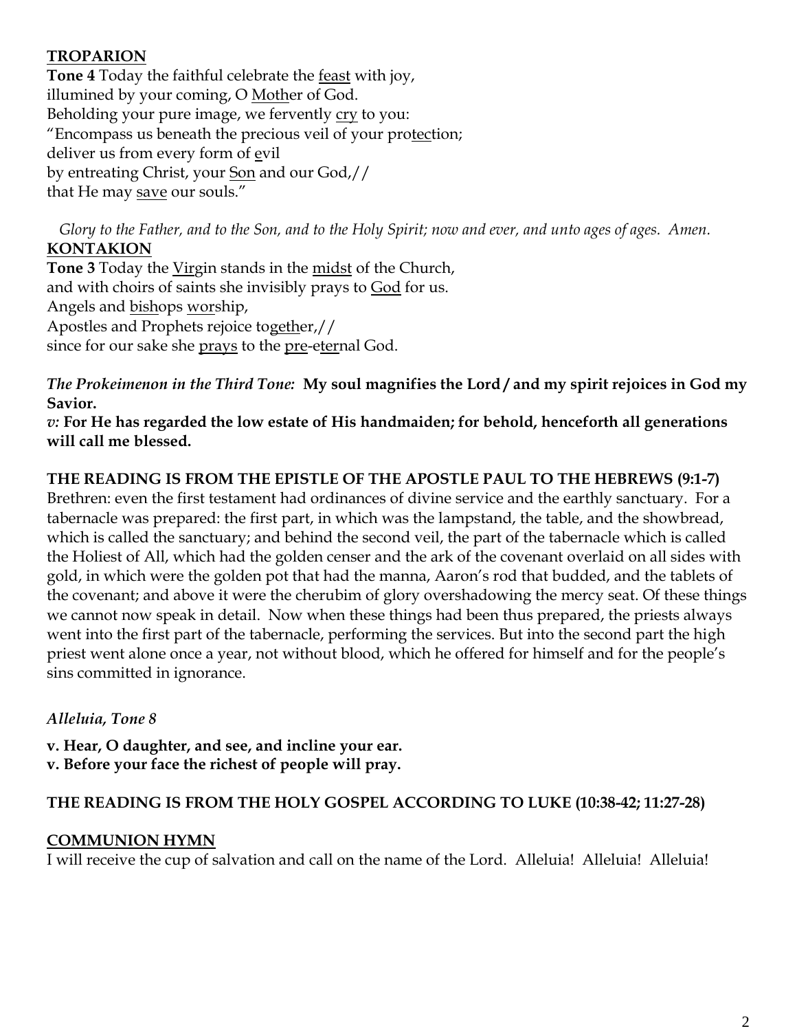**TROPARION**

**Tone 4** Today the faithful celebrate the feast with joy,
illumined by your coming, O Mother of God.
Beholding your pure image, we fervently cry to you:
"Encompass us beneath the precious veil of your protection;
deliver us from every form of evil
by entreating Christ, your Son and our God,//
that He may save our souls."

*Glory to the Father, and to the Son, and to the Holy Spirit; now and ever, and unto ages of ages. Amen.*

**KONTAKION**

**Tone 3** Today the Virgin stands in the midst of the Church,
and with choirs of saints she invisibly prays to God for us.
Angels and bishops worship,
Apostles and Prophets rejoice together,//
since for our sake she prays to the pre-eternal God.

***The Prokeimenon in the Third Tone:*** **My soul magnifies the Lord / and my spirit rejoices in God my Savior.**

*v:* **For He has regarded the low estate of His handmaiden; for behold, henceforth all generations will call me blessed.**

**THE READING IS FROM THE EPISTLE OF THE APOSTLE PAUL TO THE HEBREWS (9:1-7)**

Brethren: even the first testament had ordinances of divine service and the earthly sanctuary. For a tabernacle was prepared: the first part, in which was the lampstand, the table, and the showbread, which is called the sanctuary; and behind the second veil, the part of the tabernacle which is called the Holiest of All, which had the golden censer and the ark of the covenant overlaid on all sides with gold, in which were the golden pot that had the manna, Aaron's rod that budded, and the tablets of the covenant; and above it were the cherubim of glory overshadowing the mercy seat. Of these things we cannot now speak in detail. Now when these things had been thus prepared, the priests always went into the first part of the tabernacle, performing the services. But into the second part the high priest went alone once a year, not without blood, which he offered for himself and for the people's sins committed in ignorance.

*Alleluia, Tone 8*

**v. Hear, O daughter, and see, and incline your ear.**
**v. Before your face the richest of people will pray.**

**THE READING IS FROM THE HOLY GOSPEL ACCORDING TO LUKE (10:38-42; 11:27-28)**

**COMMUNION HYMN**

I will receive the cup of salvation and call on the name of the Lord. Alleluia! Alleluia! Alleluia!